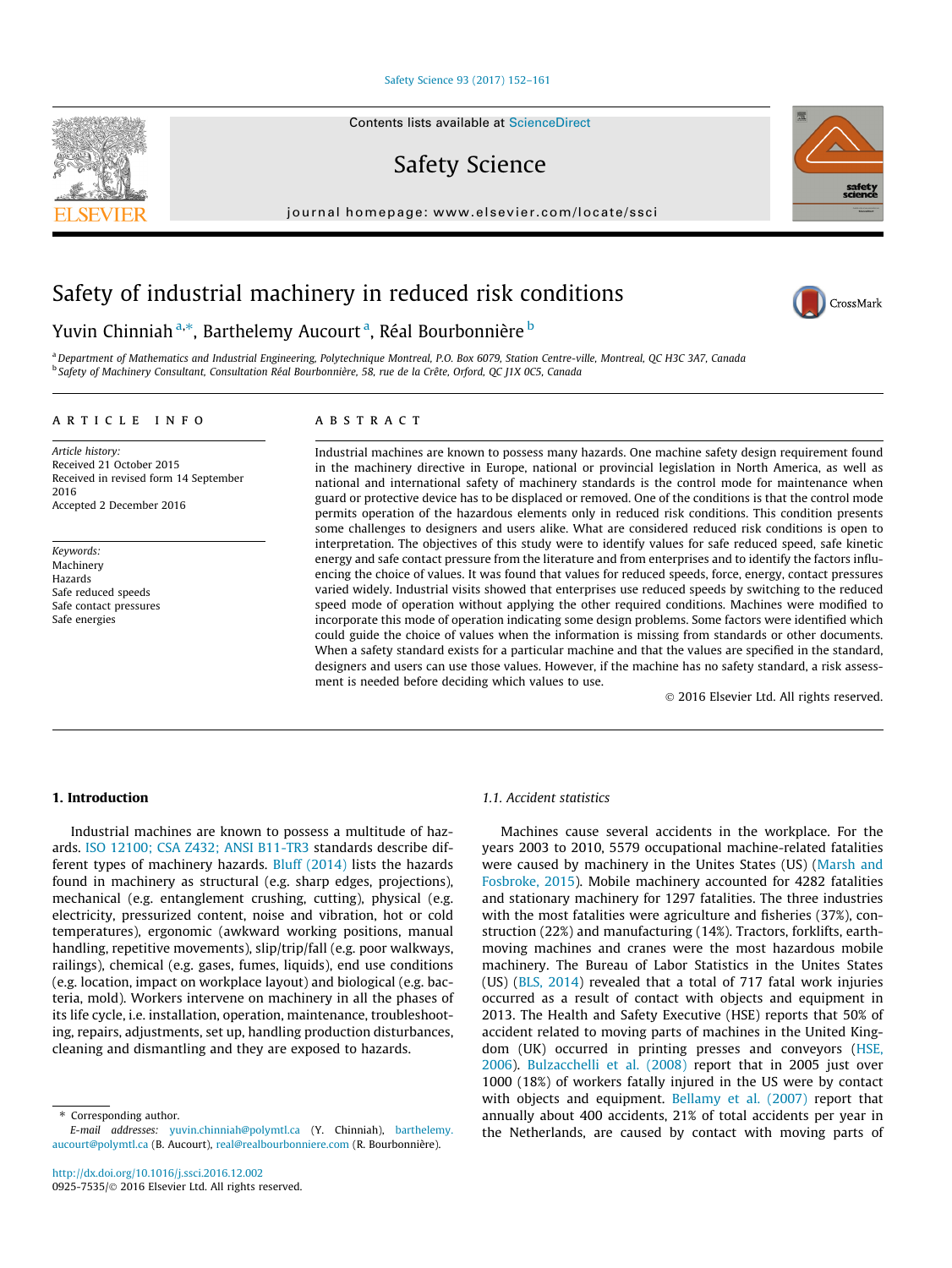Contents lists available at ScienceDirect

# Safety Science

journal homepage: www.elsevier.com/locate/ssci

# Safety of industrial machinery in reduced risk conditions

Yuvin Chinniah [a,*], Barthelemy Aucourt [a], Réal Bourbonnière [b]

[a] Department of Mathematics and Industrial Engineering, Polytechnique Montreal, P.O. Box 6079, Station Centre-ville, Montreal, QC H3C 3A7, Canada
[b] Safety of Machinery Consultant, Consultation Réal Bourbonnière, 58, rue de la Crête, Orford, QC J1X 0C5, Canada

ARTICLE INFO

*Article history:*
Received 21 October 2015
Received in revised form 14 September 2016
Accepted 2 December 2016

*Keywords:*
Machinery
Hazards
Safe reduced speeds
Safe contact pressures
Safe energies

ABSTRACT

Industrial machines are known to possess many hazards. One machine safety design requirement found in the machinery directive in Europe, national or provincial legislation in North America, as well as national and international safety of machinery standards is the control mode for maintenance when guard or protective device has to be displaced or removed. One of the conditions is that the control mode permits operation of the hazardous elements only in reduced risk conditions. This condition presents some challenges to designers and users alike. What are considered reduced risk conditions is open to interpretation. The objectives of this study were to identify values for safe reduced speed, safe kinetic energy and safe contact pressure from the literature and from enterprises and to identify the factors influencing the choice of values. It was found that values for reduced speeds, force, energy, contact pressures varied widely. Industrial visits showed that enterprises use reduced speeds by switching to the reduced speed mode of operation without applying the other required conditions. Machines were modified to incorporate this mode of operation indicating some design problems. Some factors were identified which could guide the choice of values when the information is missing from standards or other documents. When a safety standard exists for a particular machine and that the values are specified in the standard, designers and users can use those values. However, if the machine has no safety standard, a risk assessment is needed before deciding which values to use.

© 2016 Elsevier Ltd. All rights reserved.

## 1. Introduction

Industrial machines are known to possess a multitude of hazards. ISO 12100; CSA Z432; ANSI B11-TR3 standards describe different types of machinery hazards. Bluff (2014) lists the hazards found in machinery as structural (e.g. sharp edges, projections), mechanical (e.g. entanglement crushing, cutting), physical (e.g. electricity, pressurized content, noise and vibration, hot or cold temperatures), ergonomic (awkward working positions, manual handling, repetitive movements), slip/trip/fall (e.g. poor walkways, railings), chemical (e.g. gases, fumes, liquids), end use conditions (e.g. location, impact on workplace layout) and biological (e.g. bacteria, mold). Workers intervene on machinery in all the phases of its life cycle, i.e. installation, operation, maintenance, troubleshooting, repairs, adjustments, set up, handling production disturbances, cleaning and dismantling and they are exposed to hazards.

### 1.1. Accident statistics

Machines cause several accidents in the workplace. For the years 2003 to 2010, 5579 occupational machine-related fatalities were caused by machinery in the Unites States (US) (Marsh and Fosbroke, 2015). Mobile machinery accounted for 4282 fatalities and stationary machinery for 1297 fatalities. The three industries with the most fatalities were agriculture and fisheries (37%), construction (22%) and manufacturing (14%). Tractors, forklifts, earth-moving machines and cranes were the most hazardous mobile machinery. The Bureau of Labor Statistics in the Unites States (US) (BLS, 2014) revealed that a total of 717 fatal work injuries occurred as a result of contact with objects and equipment in 2013. The Health and Safety Executive (HSE) reports that 50% of accident related to moving parts of machines in the United Kingdom (UK) occurred in printing presses and conveyors (HSE, 2006). Bulzacchelli et al. (2008) report that in 2005 just over 1000 (18%) of workers fatally injured in the US were by contact with objects and equipment. Bellamy et al. (2007) report that annually about 400 accidents, 21% of total accidents per year in the Netherlands, are caused by contact with moving parts of

* Corresponding author.
*E-mail addresses:* yuvin.chinniah@polymtl.ca (Y. Chinniah), barthelemy.aucourt@polymtl.ca (B. Aucourt), real@realbourbonniere.com (R. Bourbonnière).

http://dx.doi.org/10.1016/j.ssci.2016.12.002
0925-7535/© 2016 Elsevier Ltd. All rights reserved.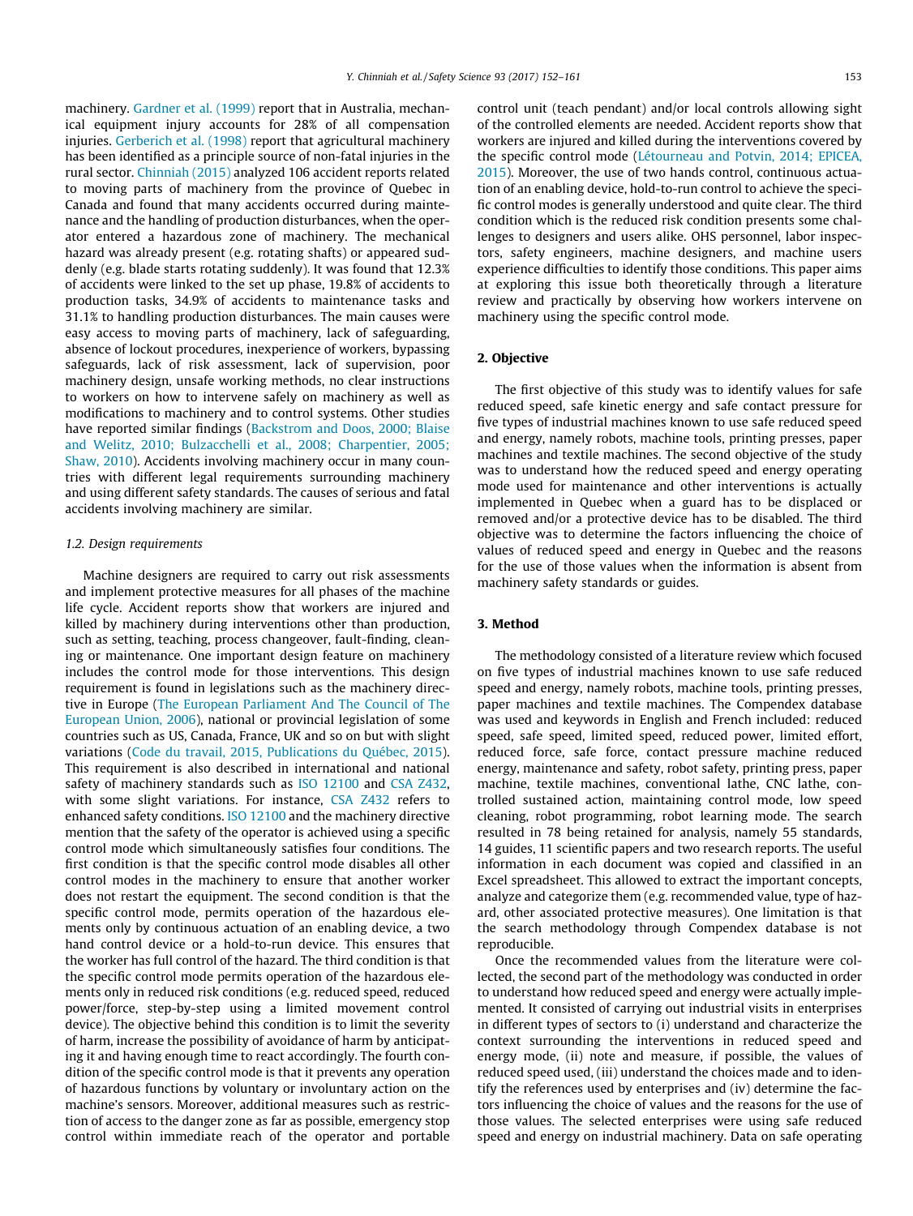machinery. Gardner et al. (1999) report that in Australia, mechanical equipment injury accounts for 28% of all compensation injuries. Gerberich et al. (1998) report that agricultural machinery has been identified as a principle source of non-fatal injuries in the rural sector. Chinniah (2015) analyzed 106 accident reports related to moving parts of machinery from the province of Quebec in Canada and found that many accidents occurred during maintenance and the handling of production disturbances, when the operator entered a hazardous zone of machinery. The mechanical hazard was already present (e.g. rotating shafts) or appeared suddenly (e.g. blade starts rotating suddenly). It was found that 12.3% of accidents were linked to the set up phase, 19.8% of accidents to production tasks, 34.9% of accidents to maintenance tasks and 31.1% to handling production disturbances. The main causes were easy access to moving parts of machinery, lack of safeguarding, absence of lockout procedures, inexperience of workers, bypassing safeguards, lack of risk assessment, lack of supervision, poor machinery design, unsafe working methods, no clear instructions to workers on how to intervene safely on machinery as well as modifications to machinery and to control systems. Other studies have reported similar findings (Backstrom and Doos, 2000; Blaise and Welitz, 2010; Bulzacchelli et al., 2008; Charpentier, 2005; Shaw, 2010). Accidents involving machinery occur in many countries with different legal requirements surrounding machinery and using different safety standards. The causes of serious and fatal accidents involving machinery are similar.

### 1.2. Design requirements

Machine designers are required to carry out risk assessments and implement protective measures for all phases of the machine life cycle. Accident reports show that workers are injured and killed by machinery during interventions other than production, such as setting, teaching, process changeover, fault-finding, cleaning or maintenance. One important design feature on machinery includes the control mode for those interventions. This design requirement is found in legislations such as the machinery directive in Europe (The European Parliament And The Council of The European Union, 2006), national or provincial legislation of some countries such as US, Canada, France, UK and so on but with slight variations (Code du travail, 2015, Publications du Québec, 2015). This requirement is also described in international and national safety of machinery standards such as ISO 12100 and CSA Z432, with some slight variations. For instance, CSA Z432 refers to enhanced safety conditions. ISO 12100 and the machinery directive mention that the safety of the operator is achieved using a specific control mode which simultaneously satisfies four conditions. The first condition is that the specific control mode disables all other control modes in the machinery to ensure that another worker does not restart the equipment. The second condition is that the specific control mode, permits operation of the hazardous elements only by continuous actuation of an enabling device, a two hand control device or a hold-to-run device. This ensures that the worker has full control of the hazard. The third condition is that the specific control mode permits operation of the hazardous elements only in reduced risk conditions (e.g. reduced speed, reduced power/force, step-by-step using a limited movement control device). The objective behind this condition is to limit the severity of harm, increase the possibility of avoidance of harm by anticipating it and having enough time to react accordingly. The fourth condition of the specific control mode is that it prevents any operation of hazardous functions by voluntary or involuntary action on the machine's sensors. Moreover, additional measures such as restriction of access to the danger zone as far as possible, emergency stop control within immediate reach of the operator and portable control unit (teach pendant) and/or local controls allowing sight of the controlled elements are needed. Accident reports show that workers are injured and killed during the interventions covered by the specific control mode (Létourneau and Potvin, 2014; EPICEA, 2015). Moreover, the use of two hands control, continuous actuation of an enabling device, hold-to-run control to achieve the specific control modes is generally understood and quite clear. The third condition which is the reduced risk condition presents some challenges to designers and users alike. OHS personnel, labor inspectors, safety engineers, machine designers, and machine users experience difficulties to identify those conditions. This paper aims at exploring this issue both theoretically through a literature review and practically by observing how workers intervene on machinery using the specific control mode.

## 2. Objective

The first objective of this study was to identify values for safe reduced speed, safe kinetic energy and safe contact pressure for five types of industrial machines known to use safe reduced speed and energy, namely robots, machine tools, printing presses, paper machines and textile machines. The second objective of the study was to understand how the reduced speed and energy operating mode used for maintenance and other interventions is actually implemented in Quebec when a guard has to be displaced or removed and/or a protective device has to be disabled. The third objective was to determine the factors influencing the choice of values of reduced speed and energy in Quebec and the reasons for the use of those values when the information is absent from machinery safety standards or guides.

## 3. Method

The methodology consisted of a literature review which focused on five types of industrial machines known to use safe reduced speed and energy, namely robots, machine tools, printing presses, paper machines and textile machines. The Compendex database was used and keywords in English and French included: reduced speed, safe speed, limited speed, reduced power, limited effort, reduced force, safe force, contact pressure machine reduced energy, maintenance and safety, robot safety, printing press, paper machine, textile machines, conventional lathe, CNC lathe, controlled sustained action, maintaining control mode, low speed cleaning, robot programming, robot learning mode. The search resulted in 78 being retained for analysis, namely 55 standards, 14 guides, 11 scientific papers and two research reports. The useful information in each document was copied and classified in an Excel spreadsheet. This allowed to extract the important concepts, analyze and categorize them (e.g. recommended value, type of hazard, other associated protective measures). One limitation is that the search methodology through Compendex database is not reproducible.

Once the recommended values from the literature were collected, the second part of the methodology was conducted in order to understand how reduced speed and energy were actually implemented. It consisted of carrying out industrial visits in enterprises in different types of sectors to (i) understand and characterize the context surrounding the interventions in reduced speed and energy mode, (ii) note and measure, if possible, the values of reduced speed used, (iii) understand the choices made and to identify the references used by enterprises and (iv) determine the factors influencing the choice of values and the reasons for the use of those values. The selected enterprises were using safe reduced speed and energy on industrial machinery. Data on safe operating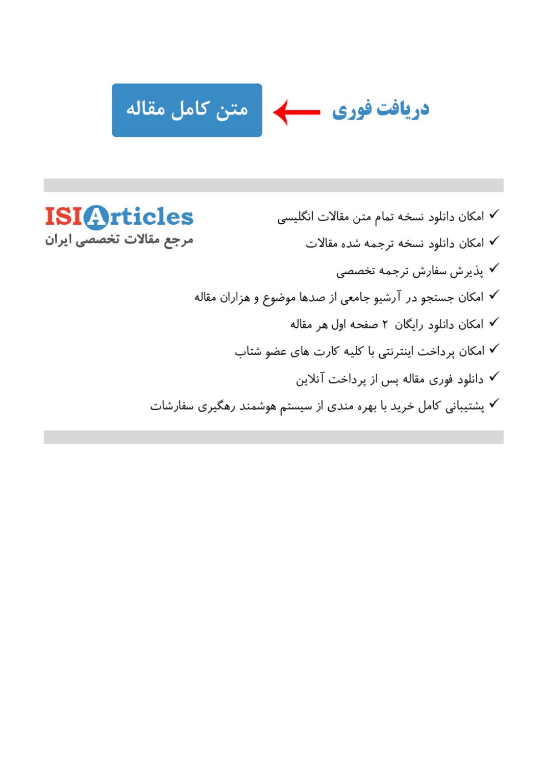دریافت فوری ← متن کامل مقاله

**ISIArticles**
مرجع مقالات تخصصی ایران

- ✓ امکان دانلود نسخه تمام متن مقالات انگلیسی
- ✓ امکان دانلود نسخه ترجمه شده مقالات
- ✓ پذیرش سفارش ترجمه تخصصی
- ✓ امکان جستجو در آرشیو جامعی از صدها موضوع و هزاران مقاله
- ✓ امکان دانلود رایگان ۲ صفحه اول هر مقاله
- ✓ امکان پرداخت اینترنتی با کلیه کارت های عضو شتاب
- ✓ دانلود فوری مقاله پس از پرداخت آنلاین
- ✓ پشتیبانی کامل خرید با بهره مندی از سیستم هوشمند رهگیری سفارشات